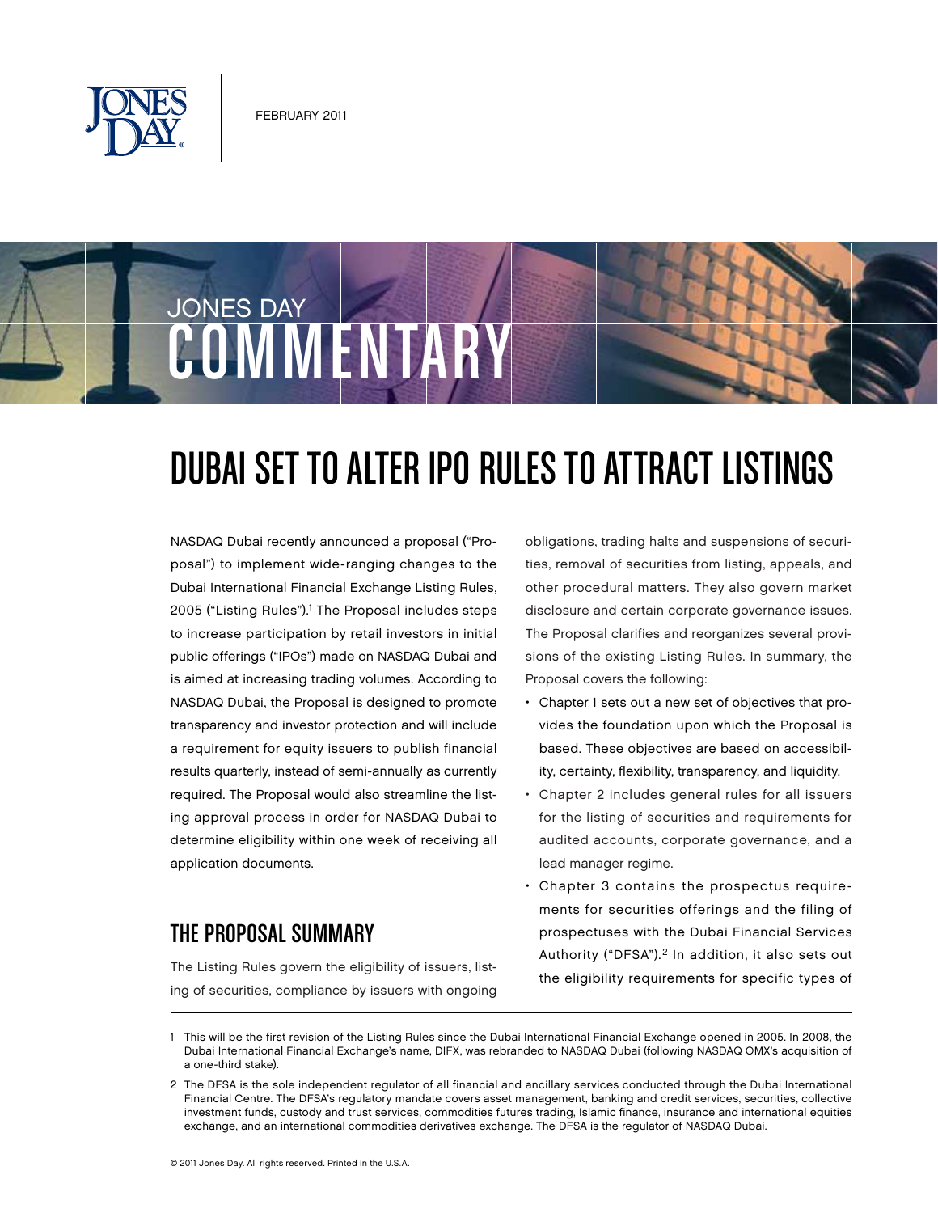FEBRUARY 2011

JONES DAY COMMENTARY

# DUBAI SET TO ALTER IPO RULES TO ATTRACT LISTINGS

NASDAQ Dubai recently announced a proposal ("Proposal") to implement wide-ranging changes to the Dubai International Financial Exchange Listing Rules, 2005 ("Listing Rules").[1] The Proposal includes steps to increase participation by retail investors in initial public offerings ("IPOs") made on NASDAQ Dubai and is aimed at increasing trading volumes. According to NASDAQ Dubai, the Proposal is designed to promote transparency and investor protection and will include a requirement for equity issuers to publish financial results quarterly, instead of semi-annually as currently required. The Proposal would also streamline the listing approval process in order for NASDAQ Dubai to determine eligibility within one week of receiving all application documents.

## THE PROPOSAL SUMMARY

The Listing Rules govern the eligibility of issuers, listing of securities, compliance by issuers with ongoing obligations, trading halts and suspensions of securities, removal of securities from listing, appeals, and other procedural matters. They also govern market disclosure and certain corporate governance issues. The Proposal clarifies and reorganizes several provisions of the existing Listing Rules. In summary, the Proposal covers the following:

- Chapter 1 sets out a new set of objectives that provides the foundation upon which the Proposal is based. These objectives are based on accessibility, certainty, flexibility, transparency, and liquidity.
- Chapter 2 includes general rules for all issuers for the listing of securities and requirements for audited accounts, corporate governance, and a lead manager regime.
- Chapter 3 contains the prospectus requirements for securities offerings and the filing of prospectuses with the Dubai Financial Services Authority ("DFSA").[2] In addition, it also sets out the eligibility requirements for specific types of

---

1 This will be the first revision of the Listing Rules since the Dubai International Financial Exchange opened in 2005. In 2008, the Dubai International Financial Exchange's name, DIFX, was rebranded to NASDAQ Dubai (following NASDAQ OMX's acquisition of a one-third stake).

2 The DFSA is the sole independent regulator of all financial and ancillary services conducted through the Dubai International Financial Centre. The DFSA's regulatory mandate covers asset management, banking and credit services, securities, collective investment funds, custody and trust services, commodities futures trading, Islamic finance, insurance and international equities exchange, and an international commodities derivatives exchange. The DFSA is the regulator of NASDAQ Dubai.

© 2011 Jones Day. All rights reserved. Printed in the U.S.A.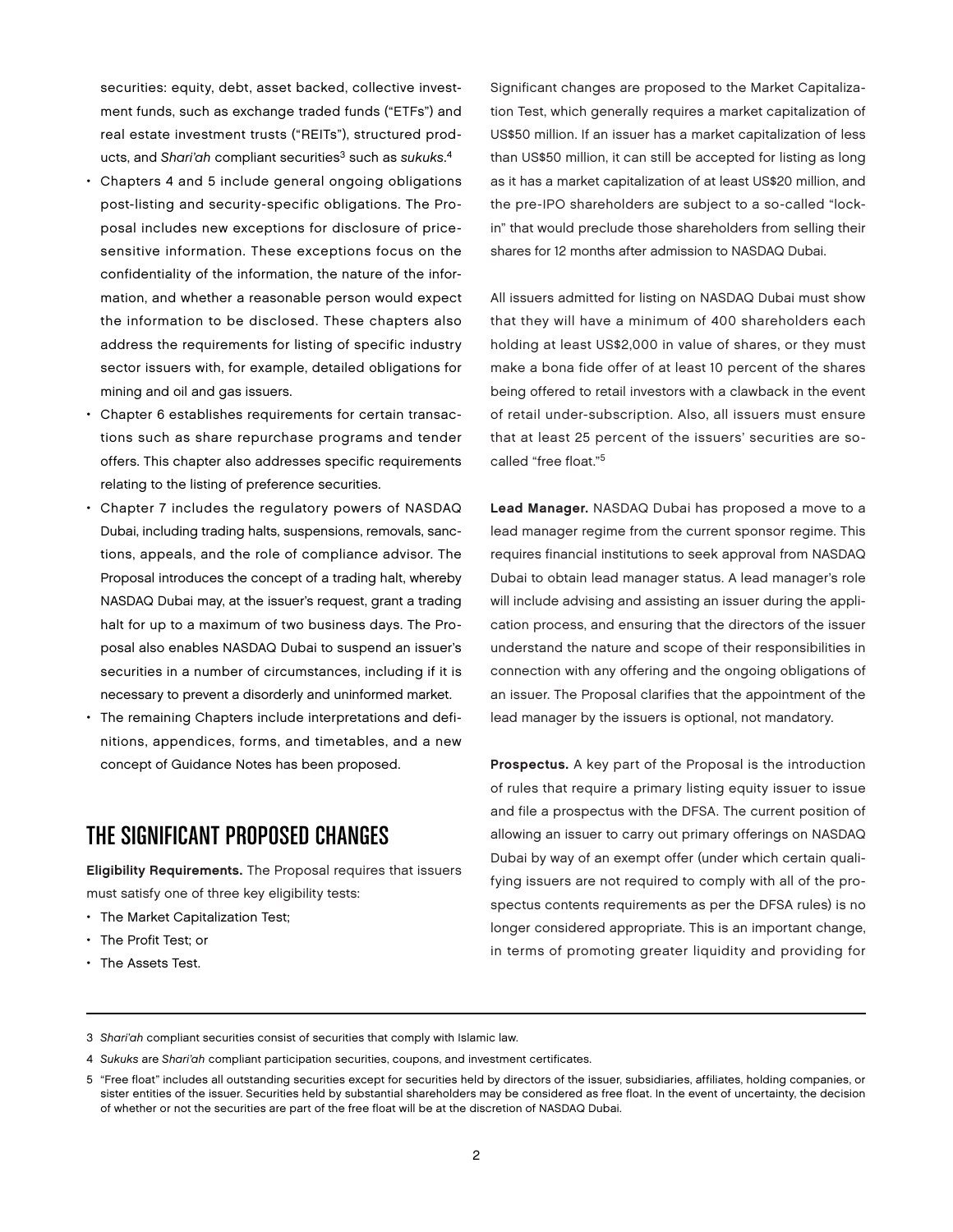securities: equity, debt, asset backed, collective investment funds, such as exchange traded funds ("ETFs") and real estate investment trusts ("REITs"), structured products, and *Shari'ah* compliant securities[3] such as *sukuks*.[4]

- Chapters 4 and 5 include general ongoing obligations post-listing and security-specific obligations. The Proposal includes new exceptions for disclosure of price-sensitive information. These exceptions focus on the confidentiality of the information, the nature of the information, and whether a reasonable person would expect the information to be disclosed. These chapters also address the requirements for listing of specific industry sector issuers with, for example, detailed obligations for mining and oil and gas issuers.
- Chapter 6 establishes requirements for certain transactions such as share repurchase programs and tender offers. This chapter also addresses specific requirements relating to the listing of preference securities.
- Chapter 7 includes the regulatory powers of NASDAQ Dubai, including trading halts, suspensions, removals, sanctions, appeals, and the role of compliance advisor. The Proposal introduces the concept of a trading halt, whereby NASDAQ Dubai may, at the issuer's request, grant a trading halt for up to a maximum of two business days. The Proposal also enables NASDAQ Dubai to suspend an issuer's securities in a number of circumstances, including if it is necessary to prevent a disorderly and uninformed market.
- The remaining Chapters include interpretations and definitions, appendices, forms, and timetables, and a new concept of Guidance Notes has been proposed.

## THE SIGNIFICANT PROPOSED CHANGES

**Eligibility Requirements.** The Proposal requires that issuers must satisfy one of three key eligibility tests:

- The Market Capitalization Test;
- The Profit Test; or
- The Assets Test.

Significant changes are proposed to the Market Capitalization Test, which generally requires a market capitalization of US$50 million. If an issuer has a market capitalization of less than US$50 million, it can still be accepted for listing as long as it has a market capitalization of at least US$20 million, and the pre-IPO shareholders are subject to a so-called "lock-in" that would preclude those shareholders from selling their shares for 12 months after admission to NASDAQ Dubai.

All issuers admitted for listing on NASDAQ Dubai must show that they will have a minimum of 400 shareholders each holding at least US$2,000 in value of shares, or they must make a bona fide offer of at least 10 percent of the shares being offered to retail investors with a clawback in the event of retail under-subscription. Also, all issuers must ensure that at least 25 percent of the issuers' securities are so-called "free float."[5]

**Lead Manager.** NASDAQ Dubai has proposed a move to a lead manager regime from the current sponsor regime. This requires financial institutions to seek approval from NASDAQ Dubai to obtain lead manager status. A lead manager's role will include advising and assisting an issuer during the application process, and ensuring that the directors of the issuer understand the nature and scope of their responsibilities in connection with any offering and the ongoing obligations of an issuer. The Proposal clarifies that the appointment of the lead manager by the issuers is optional, not mandatory.

**Prospectus.** A key part of the Proposal is the introduction of rules that require a primary listing equity issuer to issue and file a prospectus with the DFSA. The current position of allowing an issuer to carry out primary offerings on NASDAQ Dubai by way of an exempt offer (under which certain qualifying issuers are not required to comply with all of the prospectus contents requirements as per the DFSA rules) is no longer considered appropriate. This is an important change, in terms of promoting greater liquidity and providing for

---

3 *Shari'ah* compliant securities consist of securities that comply with Islamic law.

4 *Sukuks* are *Shari'ah* compliant participation securities, coupons, and investment certificates.

5 "Free float" includes all outstanding securities except for securities held by directors of the issuer, subsidiaries, affiliates, holding companies, or sister entities of the issuer. Securities held by substantial shareholders may be considered as free float. In the event of uncertainty, the decision of whether or not the securities are part of the free float will be at the discretion of NASDAQ Dubai.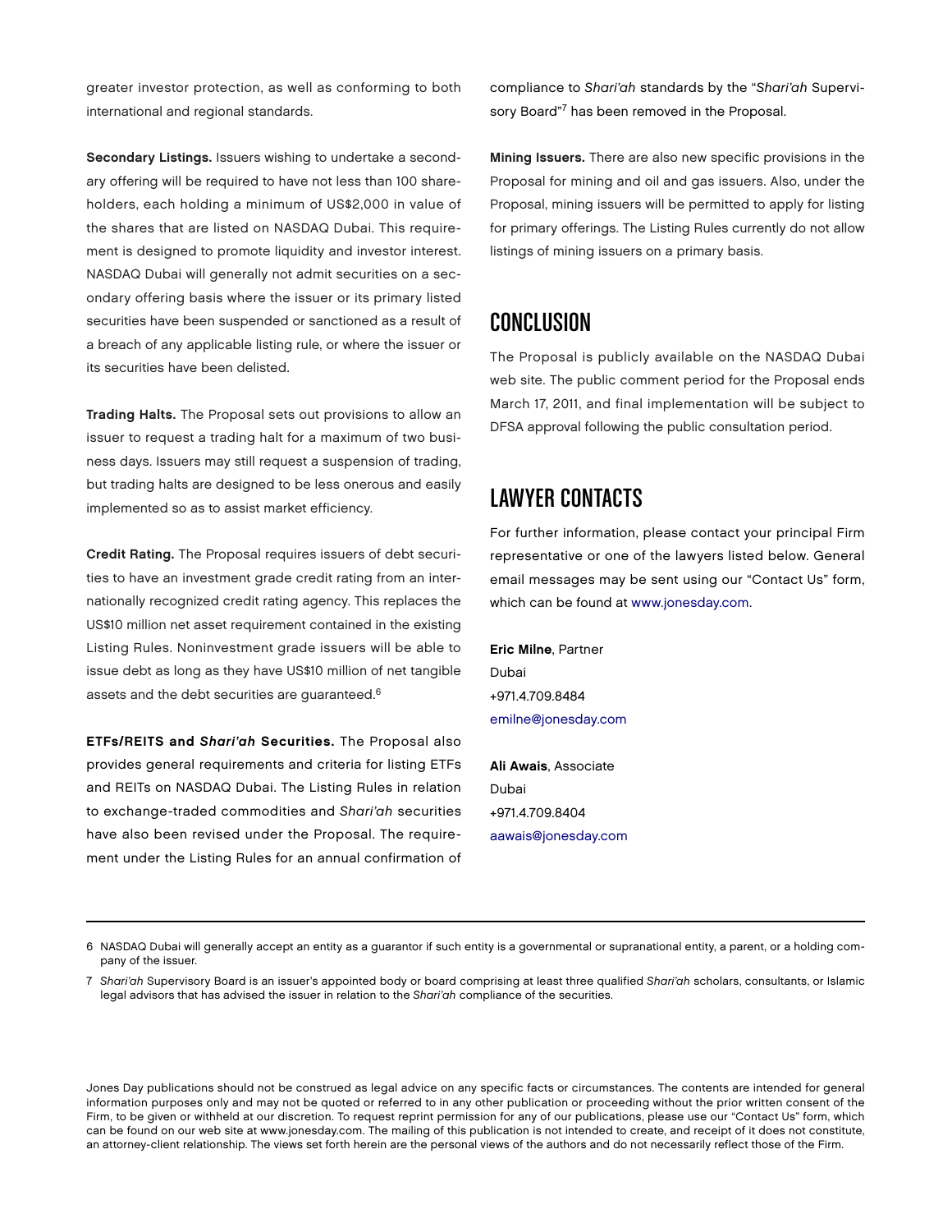greater investor protection, as well as conforming to both international and regional standards.

**Secondary Listings.** Issuers wishing to undertake a secondary offering will be required to have not less than 100 shareholders, each holding a minimum of US$2,000 in value of the shares that are listed on NASDAQ Dubai. This requirement is designed to promote liquidity and investor interest. NASDAQ Dubai will generally not admit securities on a secondary offering basis where the issuer or its primary listed securities have been suspended or sanctioned as a result of a breach of any applicable listing rule, or where the issuer or its securities have been delisted.

**Trading Halts.** The Proposal sets out provisions to allow an issuer to request a trading halt for a maximum of two business days. Issuers may still request a suspension of trading, but trading halts are designed to be less onerous and easily implemented so as to assist market efficiency.

**Credit Rating.** The Proposal requires issuers of debt securities to have an investment grade credit rating from an internationally recognized credit rating agency. This replaces the US$10 million net asset requirement contained in the existing Listing Rules. Noninvestment grade issuers will be able to issue debt as long as they have US$10 million of net tangible assets and the debt securities are guaranteed.[6]

**ETFs/REITS and *Shari'ah* Securities.** The Proposal also provides general requirements and criteria for listing ETFs and REITs on NASDAQ Dubai. The Listing Rules in relation to exchange-traded commodities and *Shari'ah* securities have also been revised under the Proposal. The requirement under the Listing Rules for an annual confirmation of compliance to *Shari'ah* standards by the "*Shari'ah* Supervisory Board"[7] has been removed in the Proposal.

**Mining Issuers.** There are also new specific provisions in the Proposal for mining and oil and gas issuers. Also, under the Proposal, mining issuers will be permitted to apply for listing for primary offerings. The Listing Rules currently do not allow listings of mining issuers on a primary basis.

## CONCLUSION

The Proposal is publicly available on the NASDAQ Dubai web site. The public comment period for the Proposal ends March 17, 2011, and final implementation will be subject to DFSA approval following the public consultation period.

## LAWYER CONTACTS

For further information, please contact your principal Firm representative or one of the lawyers listed below. General email messages may be sent using our "Contact Us" form, which can be found at www.jonesday.com.

**Eric Milne**, Partner
Dubai
+971.4.709.8484
emilne@jonesday.com

**Ali Awais**, Associate
Dubai
+971.4.709.8404
aawais@jonesday.com

---

6 NASDAQ Dubai will generally accept an entity as a guarantor if such entity is a governmental or supranational entity, a parent, or a holding company of the issuer.

7 *Shari'ah* Supervisory Board is an issuer's appointed body or board comprising at least three qualified *Shari'ah* scholars, consultants, or Islamic legal advisors that has advised the issuer in relation to the *Shari'ah* compliance of the securities.

Jones Day publications should not be construed as legal advice on any specific facts or circumstances. The contents are intended for general information purposes only and may not be quoted or referred to in any other publication or proceeding without the prior written consent of the Firm, to be given or withheld at our discretion. To request reprint permission for any of our publications, please use our "Contact Us" form, which can be found on our web site at www.jonesday.com. The mailing of this publication is not intended to create, and receipt of it does not constitute, an attorney-client relationship. The views set forth herein are the personal views of the authors and do not necessarily reflect those of the Firm.